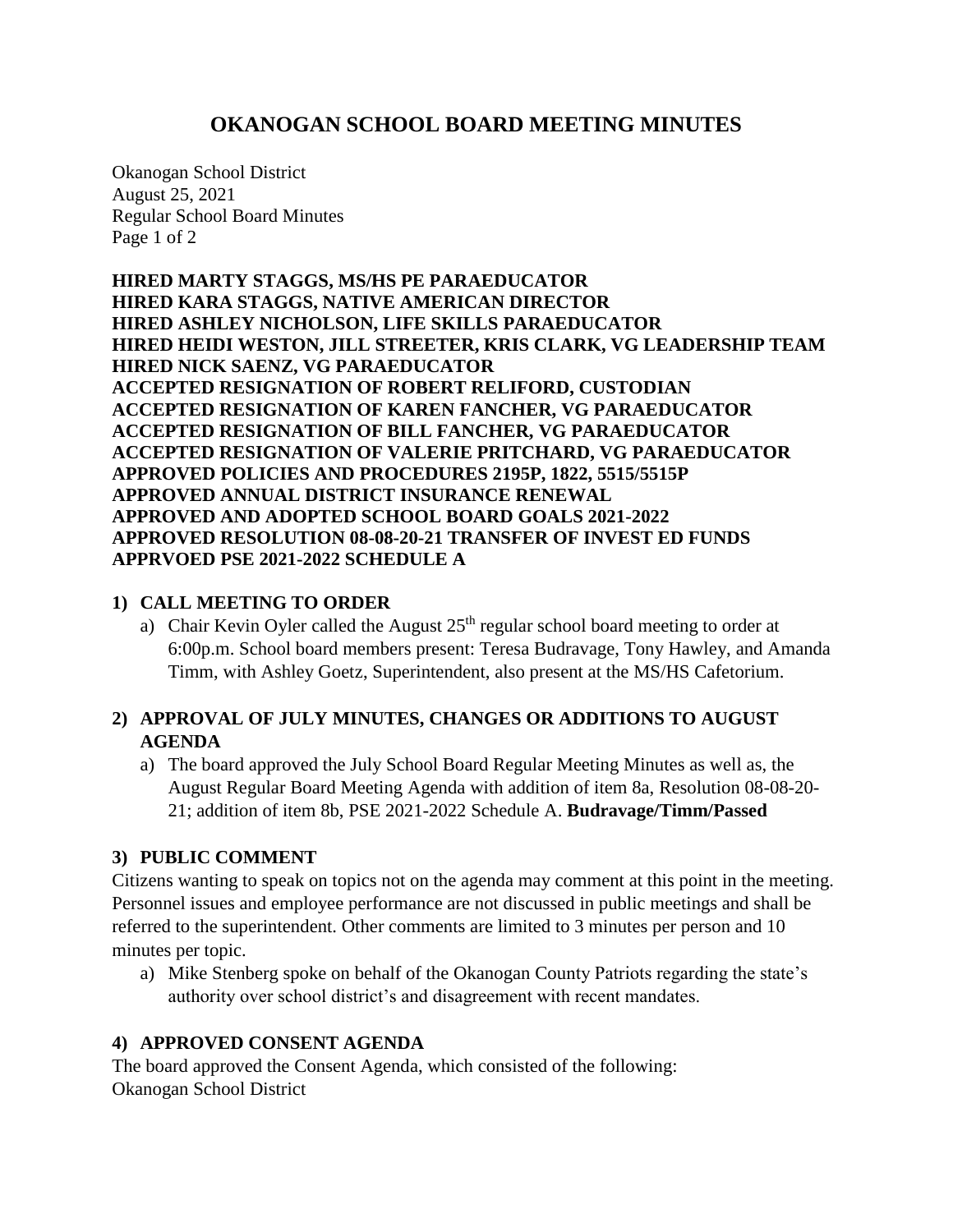# OKANOGAN SCHOOL BOARD MEETING MINUTES

Okanogan School District
August 25, 2021
Regular School Board Minutes

**HIRED MARTY STAGGS, MS/HS PE PARAEDUCATOR**
**HIRED KARA STAGGS, NATIVE AMERICAN DIRECTOR**
**HIRED ASHLEY NICHOLSON, LIFE SKILLS PARAEDUCATOR**
**HIRED HEIDI WESTON, JILL STREETER, KRIS CLARK, VG LEADERSHIP TEAM**
**HIRED NICK SAENZ, VG PARAEDUCATOR**
**ACCEPTED RESIGNATION OF ROBERT RELIFORD, CUSTODIAN**
**ACCEPTED RESIGNATION OF KAREN FANCHER, VG PARAEDUCATOR**
**ACCEPTED RESIGNATION OF BILL FANCHER, VG PARAEDUCATOR**
**ACCEPTED RESIGNATION OF VALERIE PRITCHARD, VG PARAEDUCATOR**
**APPROVED POLICIES AND PROCEDURES 2195P, 1822, 5515/5515P**
**APPROVED ANNUAL DISTRICT INSURANCE RENEWAL**
**APPROVED AND ADOPTED SCHOOL BOARD GOALS 2021-2022**
**APPROVED RESOLUTION 08-08-20-21 TRANSFER OF INVEST ED FUNDS**
**APPRVOED PSE 2021-2022 SCHEDULE A**

## 1) CALL MEETING TO ORDER

a) Chair Kevin Oyler called the August 25th regular school board meeting to order at 6:00p.m. School board members present: Teresa Budravage, Tony Hawley, and Amanda Timm, with Ashley Goetz, Superintendent, also present at the MS/HS Cafetorium.

## 2) APPROVAL OF JULY MINUTES, CHANGES OR ADDITIONS TO AUGUST AGENDA

a) The board approved the July School Board Regular Meeting Minutes as well as, the August Regular Board Meeting Agenda with addition of item 8a, Resolution 08-08-20-21; addition of item 8b, PSE 2021-2022 Schedule A. **Budravage/Timm/Passed**

## 3) PUBLIC COMMENT

Citizens wanting to speak on topics not on the agenda may comment at this point in the meeting. Personnel issues and employee performance are not discussed in public meetings and shall be referred to the superintendent. Other comments are limited to 3 minutes per person and 10 minutes per topic.

a) Mike Stenberg spoke on behalf of the Okanogan County Patriots regarding the state's authority over school district's and disagreement with recent mandates.

## 4) APPROVED CONSENT AGENDA

The board approved the Consent Agenda, which consisted of the following:
Okanogan School District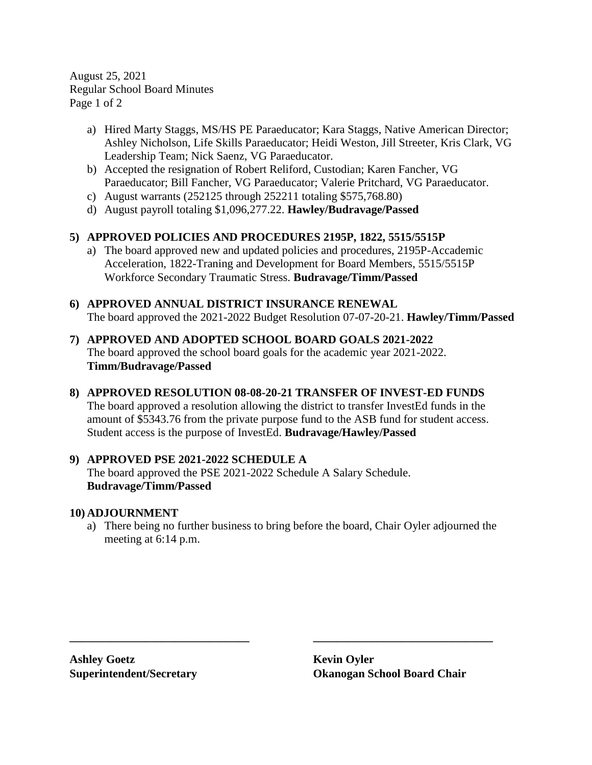August 25, 2021
Regular School Board Minutes

a) Hired Marty Staggs, MS/HS PE Paraeducator; Kara Staggs, Native American Director; Ashley Nicholson, Life Skills Paraeducator; Heidi Weston, Jill Streeter, Kris Clark, VG Leadership Team; Nick Saenz, VG Paraeducator.
b) Accepted the resignation of Robert Reliford, Custodian; Karen Fancher, VG Paraeducator; Bill Fancher, VG Paraeducator; Valerie Pritchard, VG Paraeducator.
c) August warrants (252125 through 252211 totaling $575,768.80)
d) August payroll totaling $1,096,277.22. **Hawley/Budravage/Passed**

**5) APPROVED POLICIES AND PROCEDURES 2195P, 1822, 5515/5515P**

a) The board approved new and updated policies and procedures, 2195P-Accademic Acceleration, 1822-Traning and Development for Board Members, 5515/5515P Workforce Secondary Traumatic Stress. **Budravage/Timm/Passed**

**6) APPROVED ANNUAL DISTRICT INSURANCE RENEWAL**

The board approved the 2021-2022 Budget Resolution 07-07-20-21. **Hawley/Timm/Passed**

**7) APPROVED AND ADOPTED SCHOOL BOARD GOALS 2021-2022**

The board approved the school board goals for the academic year 2021-2022. **Timm/Budravage/Passed**

**8) APPROVED RESOLUTION 08-08-20-21 TRANSFER OF INVEST-ED FUNDS**

The board approved a resolution allowing the district to transfer InvestEd funds in the amount of $5343.76 from the private purpose fund to the ASB fund for student access. Student access is the purpose of InvestEd. **Budravage/Hawley/Passed**

**9) APPROVED PSE 2021-2022 SCHEDULE A**

The board approved the PSE 2021-2022 Schedule A Salary Schedule. **Budravage/Timm/Passed**

**10) ADJOURNMENT**

a) There being no further business to bring before the board, Chair Oyler adjourned the meeting at 6:14 p.m.

\_\_\_\_\_\_\_\_\_\_\_\_\_\_\_\_\_\_\_\_\_\_\_\_\_\_\_\_\_\_

**Ashley Goetz**
**Superintendent/Secretary**

\_\_\_\_\_\_\_\_\_\_\_\_\_\_\_\_\_\_\_\_\_\_\_\_\_\_\_\_\_\_

**Kevin Oyler**
**Okanogan School Board Chair**